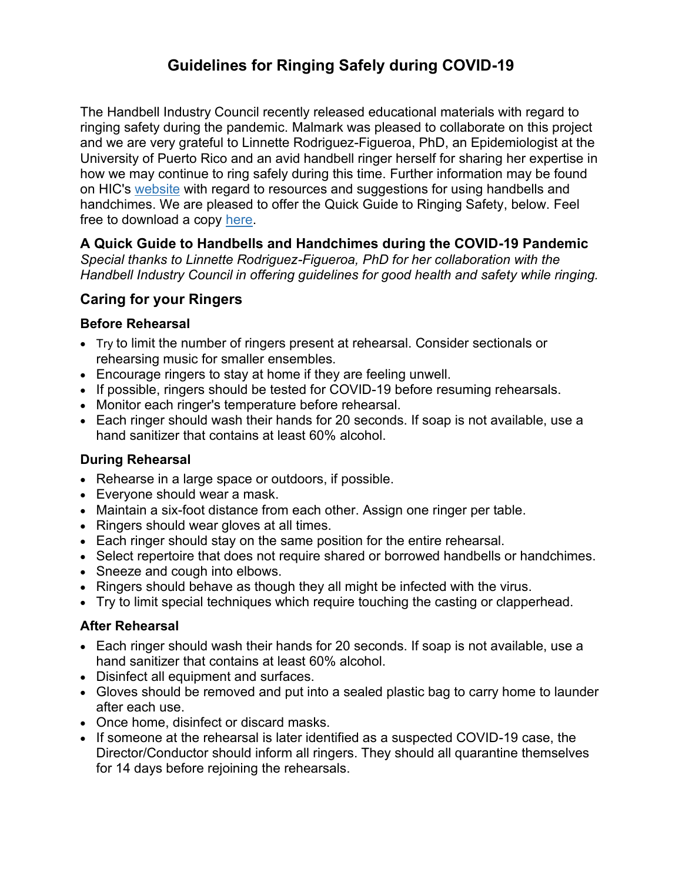# Guidelines for Ringing Safely during COVID-19

The Handbell Industry Council recently released educational materials with regard to ringing safety during the pandemic. Malmark was pleased to collaborate on this project and we are very grateful to Linnette Rodriguez-Figueroa, PhD, an Epidemiologist at the University of Puerto Rico and an avid handbell ringer herself for sharing her expertise in how we may continue to ring safely during this time. Further information may be found on HIC's website with regard to resources and suggestions for using handbells and handchimes. We are pleased to offer the Quick Guide to Ringing Safety, below. Feel free to download a copy here.

### A Quick Guide to Handbells and Handchimes during the COVID-19 Pandemic

*Special thanks to Linnette Rodriguez-Figueroa, PhD for her collaboration with the Handbell Industry Council in offering guidelines for good health and safety while ringing.*

## Caring for your Ringers

### Before Rehearsal

- Try to limit the number of ringers present at rehearsal. Consider sectionals or rehearsing music for smaller ensembles.
- Encourage ringers to stay at home if they are feeling unwell.
- If possible, ringers should be tested for COVID-19 before resuming rehearsals.
- Monitor each ringer's temperature before rehearsal.
- Each ringer should wash their hands for 20 seconds. If soap is not available, use a hand sanitizer that contains at least 60% alcohol.

### During Rehearsal

- Rehearse in a large space or outdoors, if possible.
- Everyone should wear a mask.
- Maintain a six-foot distance from each other. Assign one ringer per table.
- Ringers should wear gloves at all times.
- Each ringer should stay on the same position for the entire rehearsal.
- Select repertoire that does not require shared or borrowed handbells or handchimes.
- Sneeze and cough into elbows.
- Ringers should behave as though they all might be infected with the virus.
- Try to limit special techniques which require touching the casting or clapperhead.

### After Rehearsal

- Each ringer should wash their hands for 20 seconds. If soap is not available, use a hand sanitizer that contains at least 60% alcohol.
- Disinfect all equipment and surfaces.
- Gloves should be removed and put into a sealed plastic bag to carry home to launder after each use.
- Once home, disinfect or discard masks.
- If someone at the rehearsal is later identified as a suspected COVID-19 case, the Director/Conductor should inform all ringers. They should all quarantine themselves for 14 days before rejoining the rehearsals.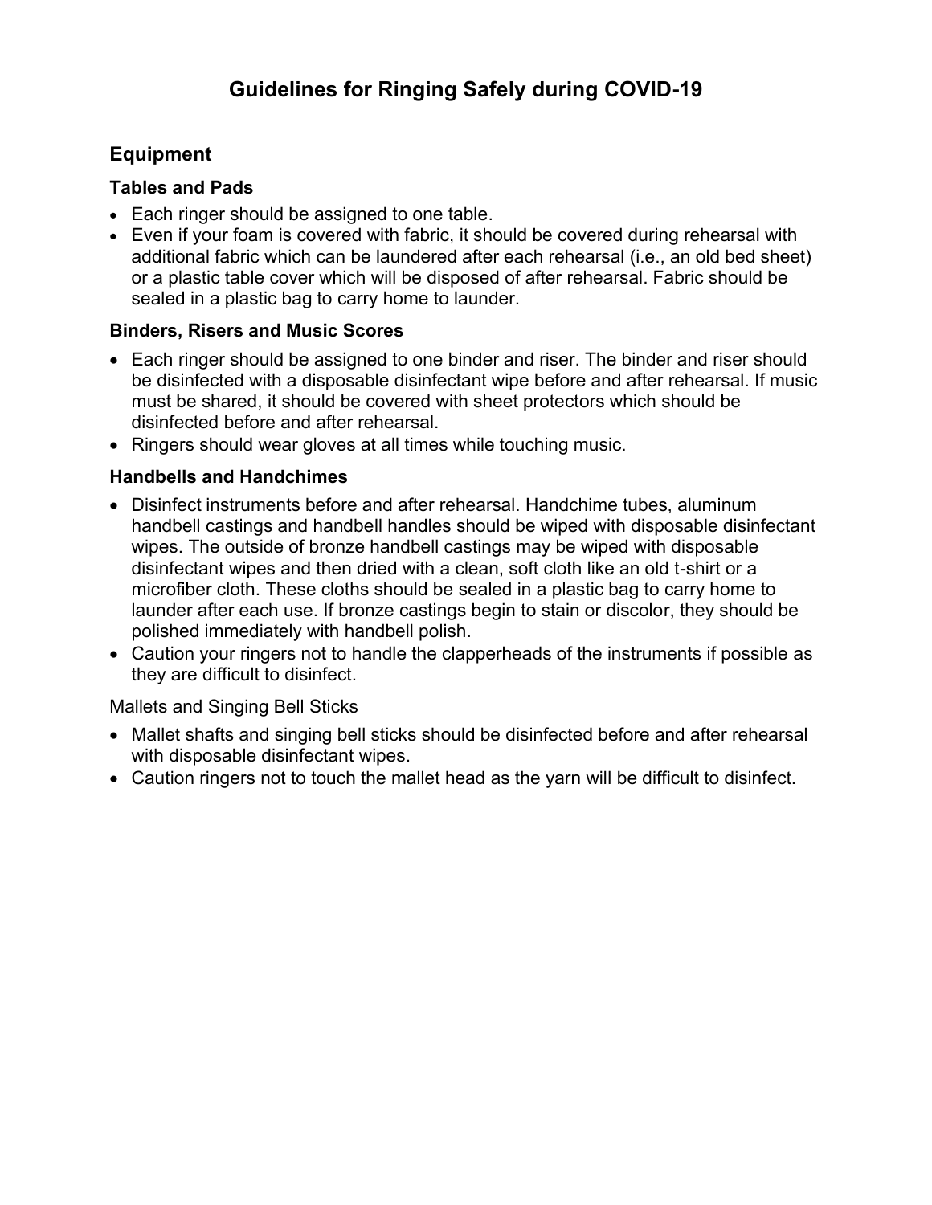# Guidelines for Ringing Safely during COVID-19

## Equipment

### Tables and Pads

- Each ringer should be assigned to one table.
- Even if your foam is covered with fabric, it should be covered during rehearsal with additional fabric which can be laundered after each rehearsal (i.e., an old bed sheet) or a plastic table cover which will be disposed of after rehearsal. Fabric should be sealed in a plastic bag to carry home to launder.

### Binders, Risers and Music Scores

- Each ringer should be assigned to one binder and riser. The binder and riser should be disinfected with a disposable disinfectant wipe before and after rehearsal. If music must be shared, it should be covered with sheet protectors which should be disinfected before and after rehearsal.
- Ringers should wear gloves at all times while touching music.

### Handbells and Handchimes

- Disinfect instruments before and after rehearsal. Handchime tubes, aluminum handbell castings and handbell handles should be wiped with disposable disinfectant wipes. The outside of bronze handbell castings may be wiped with disposable disinfectant wipes and then dried with a clean, soft cloth like an old t-shirt or a microfiber cloth. These cloths should be sealed in a plastic bag to carry home to launder after each use. If bronze castings begin to stain or discolor, they should be polished immediately with handbell polish.
- Caution your ringers not to handle the clapperheads of the instruments if possible as they are difficult to disinfect.

Mallets and Singing Bell Sticks

- Mallet shafts and singing bell sticks should be disinfected before and after rehearsal with disposable disinfectant wipes.
- Caution ringers not to touch the mallet head as the yarn will be difficult to disinfect.